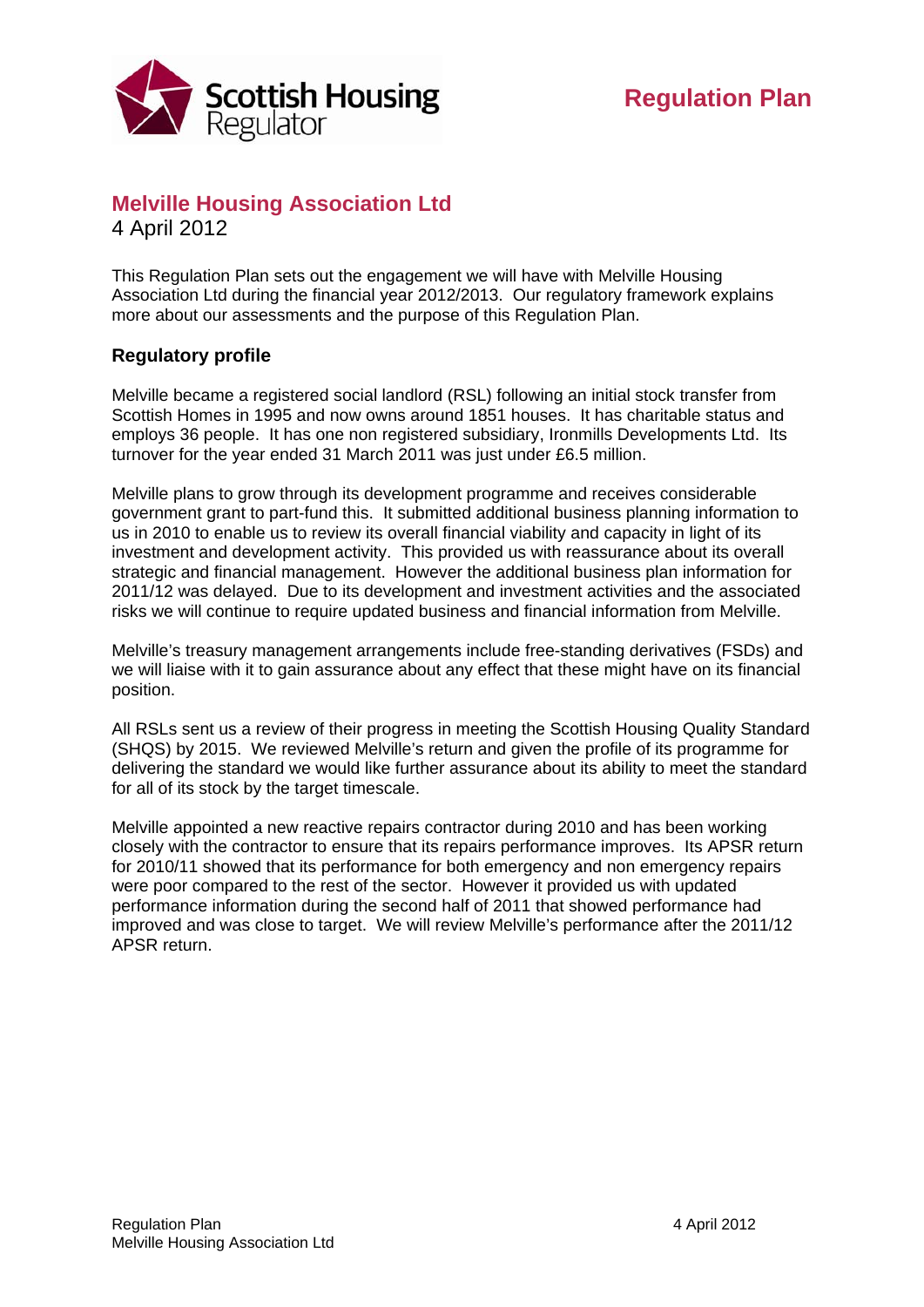Scottish Housing Regulator

# Regulation Plan

## Melville Housing Association Ltd

4 April 2012

This Regulation Plan sets out the engagement we will have with Melville Housing Association Ltd during the financial year 2012/2013. Our regulatory framework explains more about our assessments and the purpose of this Regulation Plan.

### Regulatory profile

Melville became a registered social landlord (RSL) following an initial stock transfer from Scottish Homes in 1995 and now owns around 1851 houses. It has charitable status and employs 36 people. It has one non registered subsidiary, Ironmills Developments Ltd. Its turnover for the year ended 31 March 2011 was just under £6.5 million.

Melville plans to grow through its development programme and receives considerable government grant to part-fund this. It submitted additional business planning information to us in 2010 to enable us to review its overall financial viability and capacity in light of its investment and development activity. This provided us with reassurance about its overall strategic and financial management. However the additional business plan information for 2011/12 was delayed. Due to its development and investment activities and the associated risks we will continue to require updated business and financial information from Melville.

Melville's treasury management arrangements include free-standing derivatives (FSDs) and we will liaise with it to gain assurance about any effect that these might have on its financial position.

All RSLs sent us a review of their progress in meeting the Scottish Housing Quality Standard (SHQS) by 2015. We reviewed Melville's return and given the profile of its programme for delivering the standard we would like further assurance about its ability to meet the standard for all of its stock by the target timescale.

Melville appointed a new reactive repairs contractor during 2010 and has been working closely with the contractor to ensure that its repairs performance improves. Its APSR return for 2010/11 showed that its performance for both emergency and non emergency repairs were poor compared to the rest of the sector. However it provided us with updated performance information during the second half of 2011 that showed performance had improved and was close to target. We will review Melville's performance after the 2011/12 APSR return.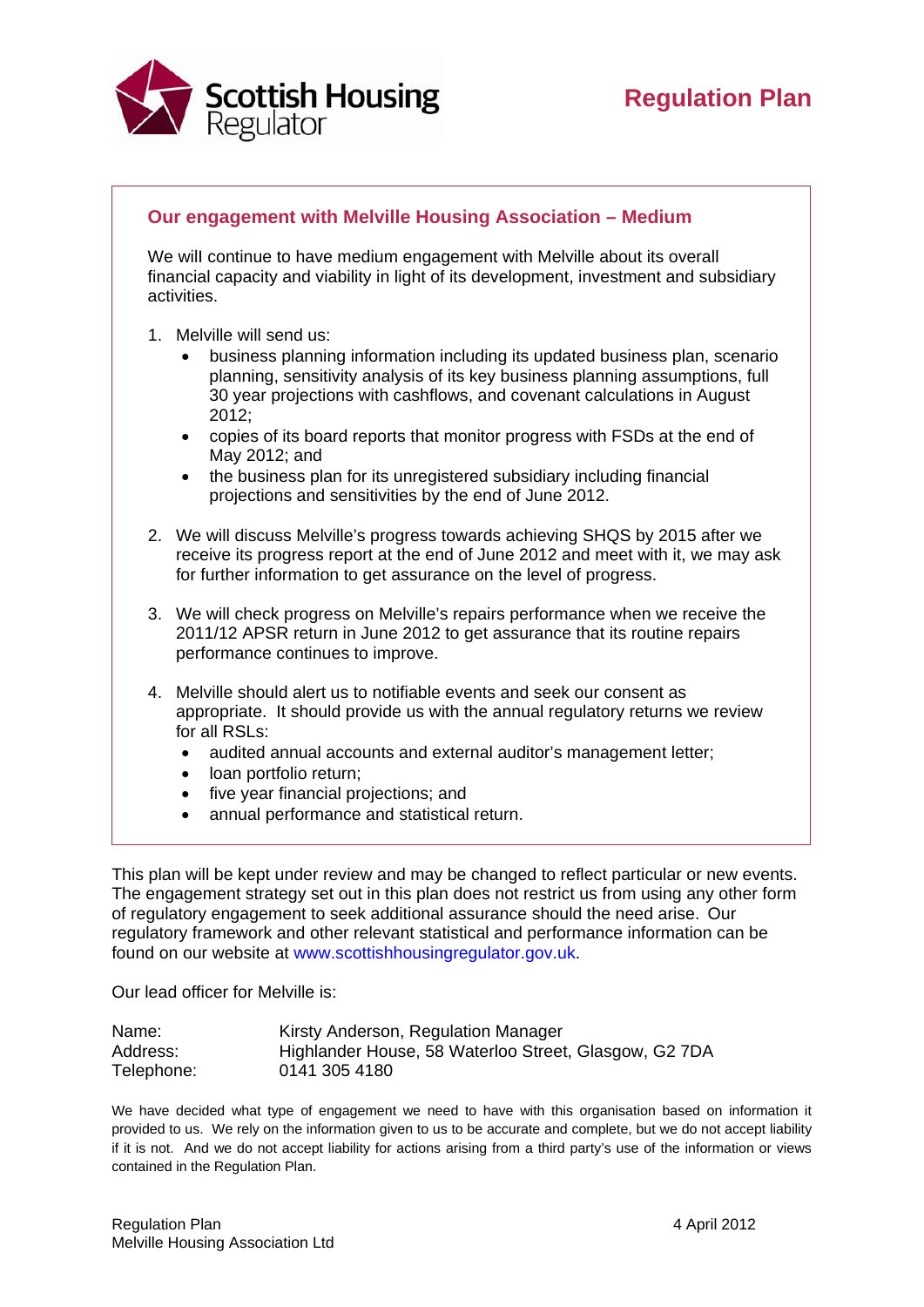# Regulation Plan

## Our engagement with Melville Housing Association – Medium

We will continue to have medium engagement with Melville about its overall financial capacity and viability in light of its development, investment and subsidiary activities.

1. Melville will send us:
   - business planning information including its updated business plan, scenario planning, sensitivity analysis of its key business planning assumptions, full 30 year projections with cashflows, and covenant calculations in August 2012;
   - copies of its board reports that monitor progress with FSDs at the end of May 2012; and
   - the business plan for its unregistered subsidiary including financial projections and sensitivities by the end of June 2012.

2. We will discuss Melville's progress towards achieving SHQS by 2015 after we receive its progress report at the end of June 2012 and meet with it, we may ask for further information to get assurance on the level of progress.

3. We will check progress on Melville's repairs performance when we receive the 2011/12 APSR return in June 2012 to get assurance that its routine repairs performance continues to improve.

4. Melville should alert us to notifiable events and seek our consent as appropriate. It should provide us with the annual regulatory returns we review for all RSLs:
   - audited annual accounts and external auditor's management letter;
   - loan portfolio return;
   - five year financial projections; and
   - annual performance and statistical return.

This plan will be kept under review and may be changed to reflect particular or new events. The engagement strategy set out in this plan does not restrict us from using any other form of regulatory engagement to seek additional assurance should the need arise. Our regulatory framework and other relevant statistical and performance information can be found on our website at www.scottishhousingregulator.gov.uk.

Our lead officer for Melville is:

| | |
|---|---|
| Name: | Kirsty Anderson, Regulation Manager |
| Address: | Highlander House, 58 Waterloo Street, Glasgow, G2 7DA |
| Telephone: | 0141 305 4180 |

We have decided what type of engagement we need to have with this organisation based on information it provided to us. We rely on the information given to us to be accurate and complete, but we do not accept liability if it is not. And we do not accept liability for actions arising from a third party's use of the information or views contained in the Regulation Plan.

Regulation Plan
Melville Housing Association Ltd

4 April 2012